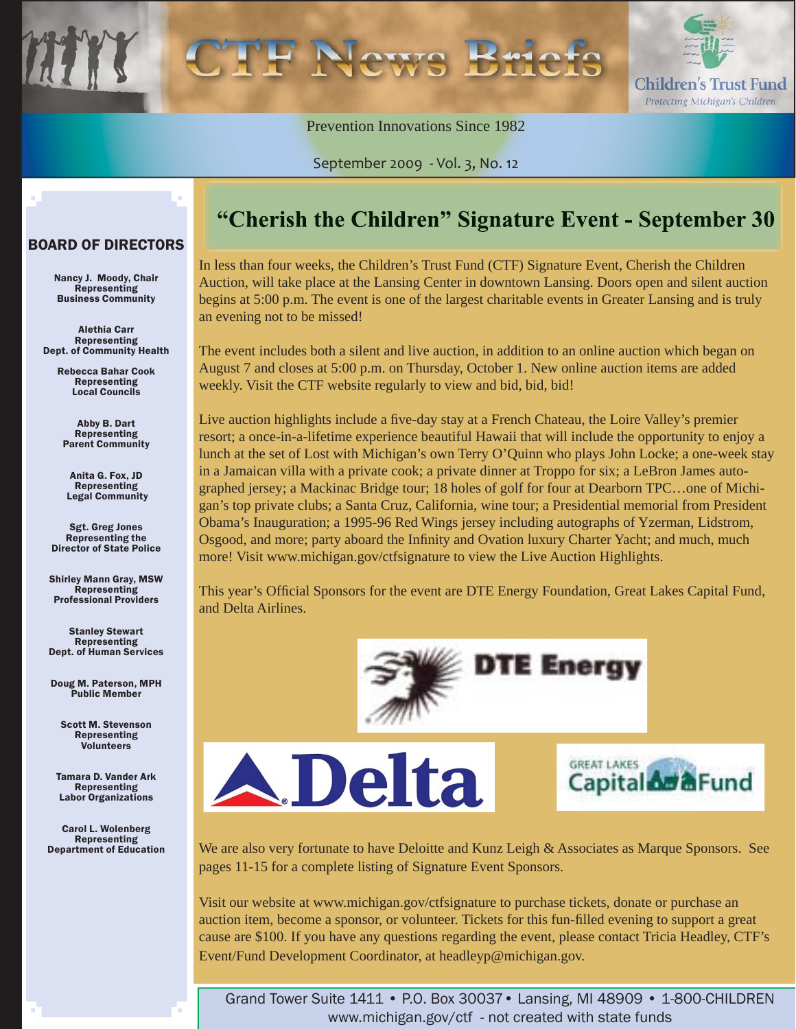# CTF News Briefs

Children's Trust Fund
*Protecting Michigan's Children*

Prevention Innovations Since 1982

September 2009 - Vol. 3, No. 12

## "Cherish the Children" Signature Event - September 30

In less than four weeks, the Children's Trust Fund (CTF) Signature Event, Cherish the Children Auction, will take place at the Lansing Center in downtown Lansing. Doors open and silent auction begins at 5:00 p.m. The event is one of the largest charitable events in Greater Lansing and is truly an evening not to be missed!

The event includes both a silent and live auction, in addition to an online auction which began on August 7 and closes at 5:00 p.m. on Thursday, October 1. New online auction items are added weekly. Visit the CTF website regularly to view and bid, bid, bid!

Live auction highlights include a five-day stay at a French Chateau, the Loire Valley's premier resort; a once-in-a-lifetime experience beautiful Hawaii that will include the opportunity to enjoy a lunch at the set of Lost with Michigan's own Terry O'Quinn who plays John Locke; a one-week stay in a Jamaican villa with a private cook; a private dinner at Troppo for six; a LeBron James autographed jersey; a Mackinac Bridge tour; 18 holes of golf for four at Dearborn TPC…one of Michigan's top private clubs; a Santa Cruz, California, wine tour; a Presidential memorial from President Obama's Inauguration; a 1995-96 Red Wings jersey including autographs of Yzerman, Lidstrom, Osgood, and more; party aboard the Infinity and Ovation luxury Charter Yacht; and much, much more! Visit www.michigan.gov/ctfsignature to view the Live Auction Highlights.

This year's Official Sponsors for the event are DTE Energy Foundation, Great Lakes Capital Fund, and Delta Airlines.

DTE Energy

Delta

Great Lakes Capital Fund

We are also very fortunate to have Deloitte and Kunz Leigh & Associates as Marque Sponsors. See pages 11-15 for a complete listing of Signature Event Sponsors.

Visit our website at www.michigan.gov/ctfsignature to purchase tickets, donate or purchase an auction item, become a sponsor, or volunteer. Tickets for this fun-filled evening to support a great cause are $100. If you have any questions regarding the event, please contact Tricia Headley, CTF's Event/Fund Development Coordinator, at headleyp@michigan.gov.

## BOARD OF DIRECTORS

**Nancy J. Moody, Chair**
Representing
Business Community

**Alethia Carr**
Representing
Dept. of Community Health

**Rebecca Bahar Cook**
Representing
Local Councils

**Abby B. Dart**
Representing
Parent Community

**Anita G. Fox, JD**
Representing
Legal Community

**Sgt. Greg Jones**
Representing the
Director of State Police

**Shirley Mann Gray, MSW**
Representing
Professional Providers

**Stanley Stewart**
Representing
Dept. of Human Services

**Doug M. Paterson, MPH**
Public Member

**Scott M. Stevenson**
Representing
Volunteers

**Tamara D. Vander Ark**
Representing
Labor Organizations

**Carol L. Wolenberg**
Representing
Department of Education

Grand Tower Suite 1411 • P.O. Box 30037 • Lansing, MI 48909 • 1-800-CHILDREN
www.michigan.gov/ctf - not created with state funds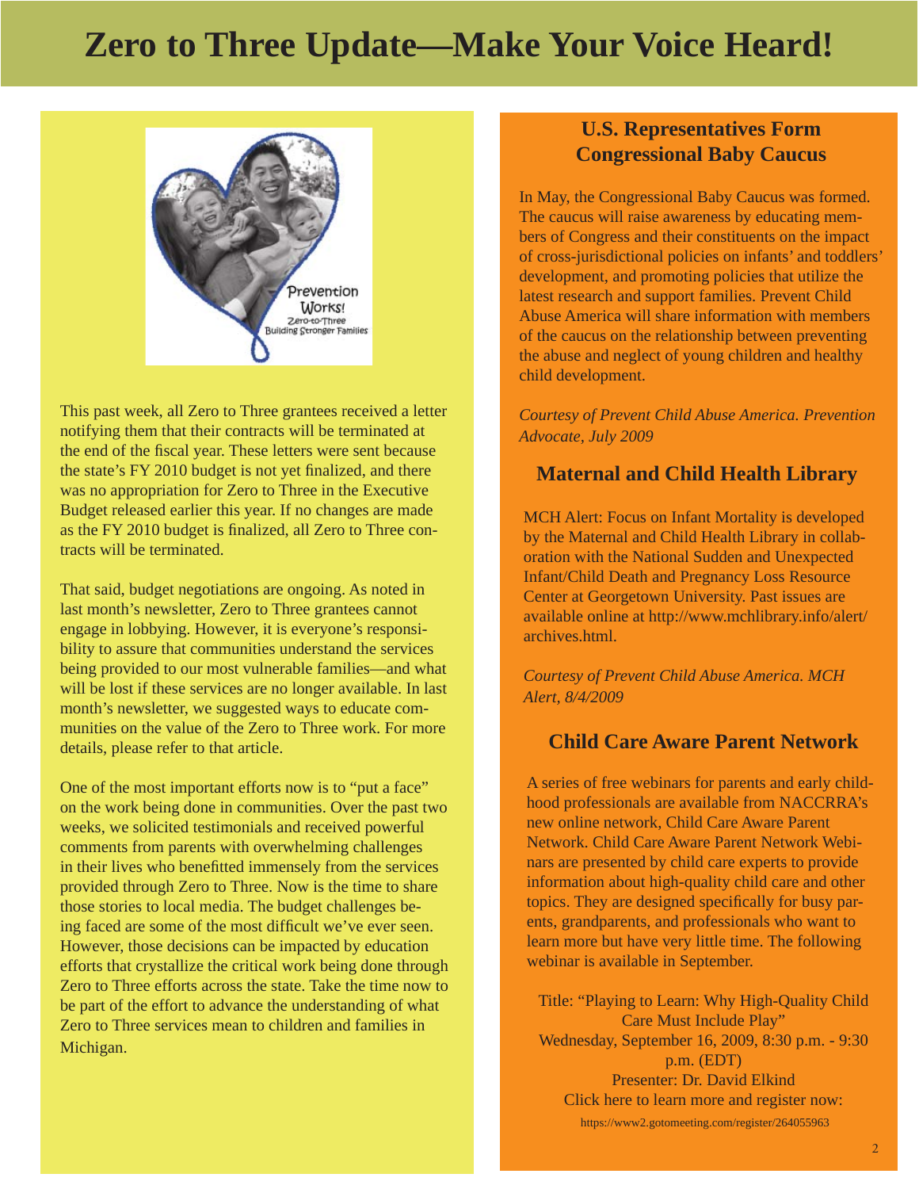# Zero to Three Update—Make Your Voice Heard!

This past week, all Zero to Three grantees received a letter notifying them that their contracts will be terminated at the end of the fiscal year. These letters were sent because the state's FY 2010 budget is not yet finalized, and there was no appropriation for Zero to Three in the Executive Budget released earlier this year. If no changes are made as the FY 2010 budget is finalized, all Zero to Three contracts will be terminated.

That said, budget negotiations are ongoing. As noted in last month's newsletter, Zero to Three grantees cannot engage in lobbying. However, it is everyone's responsibility to assure that communities understand the services being provided to our most vulnerable families—and what will be lost if these services are no longer available. In last month's newsletter, we suggested ways to educate communities on the value of the Zero to Three work. For more details, please refer to that article.

One of the most important efforts now is to "put a face" on the work being done in communities. Over the past two weeks, we solicited testimonials and received powerful comments from parents with overwhelming challenges in their lives who benefitted immensely from the services provided through Zero to Three. Now is the time to share those stories to local media. The budget challenges being faced are some of the most difficult we've ever seen. However, those decisions can be impacted by education efforts that crystallize the critical work being done through Zero to Three efforts across the state. Take the time now to be part of the effort to advance the understanding of what Zero to Three services mean to children and families in Michigan.

## U.S. Representatives Form Congressional Baby Caucus

In May, the Congressional Baby Caucus was formed. The caucus will raise awareness by educating members of Congress and their constituents on the impact of cross-jurisdictional policies on infants' and toddlers' development, and promoting policies that utilize the latest research and support families. Prevent Child Abuse America will share information with members of the caucus on the relationship between preventing the abuse and neglect of young children and healthy child development.

*Courtesy of Prevent Child Abuse America. Prevention Advocate, July 2009*

## Maternal and Child Health Library

MCH Alert: Focus on Infant Mortality is developed by the Maternal and Child Health Library in collaboration with the National Sudden and Unexpected Infant/Child Death and Pregnancy Loss Resource Center at Georgetown University. Past issues are available online at http://www.mchlibrary.info/alert/archives.html.

*Courtesy of Prevent Child Abuse America. MCH Alert, 8/4/2009*

## Child Care Aware Parent Network

A series of free webinars for parents and early childhood professionals are available from NACCRRA's new online network, Child Care Aware Parent Network. Child Care Aware Parent Network Webinars are presented by child care experts to provide information about high-quality child care and other topics. They are designed specifically for busy parents, grandparents, and professionals who want to learn more but have very little time. The following webinar is available in September.

Title: "Playing to Learn: Why High-Quality Child Care Must Include Play"
Wednesday, September 16, 2009, 8:30 p.m. - 9:30 p.m. (EDT)
Presenter: Dr. David Elkind
Click here to learn more and register now:
https://www2.gotomeeting.com/register/264055963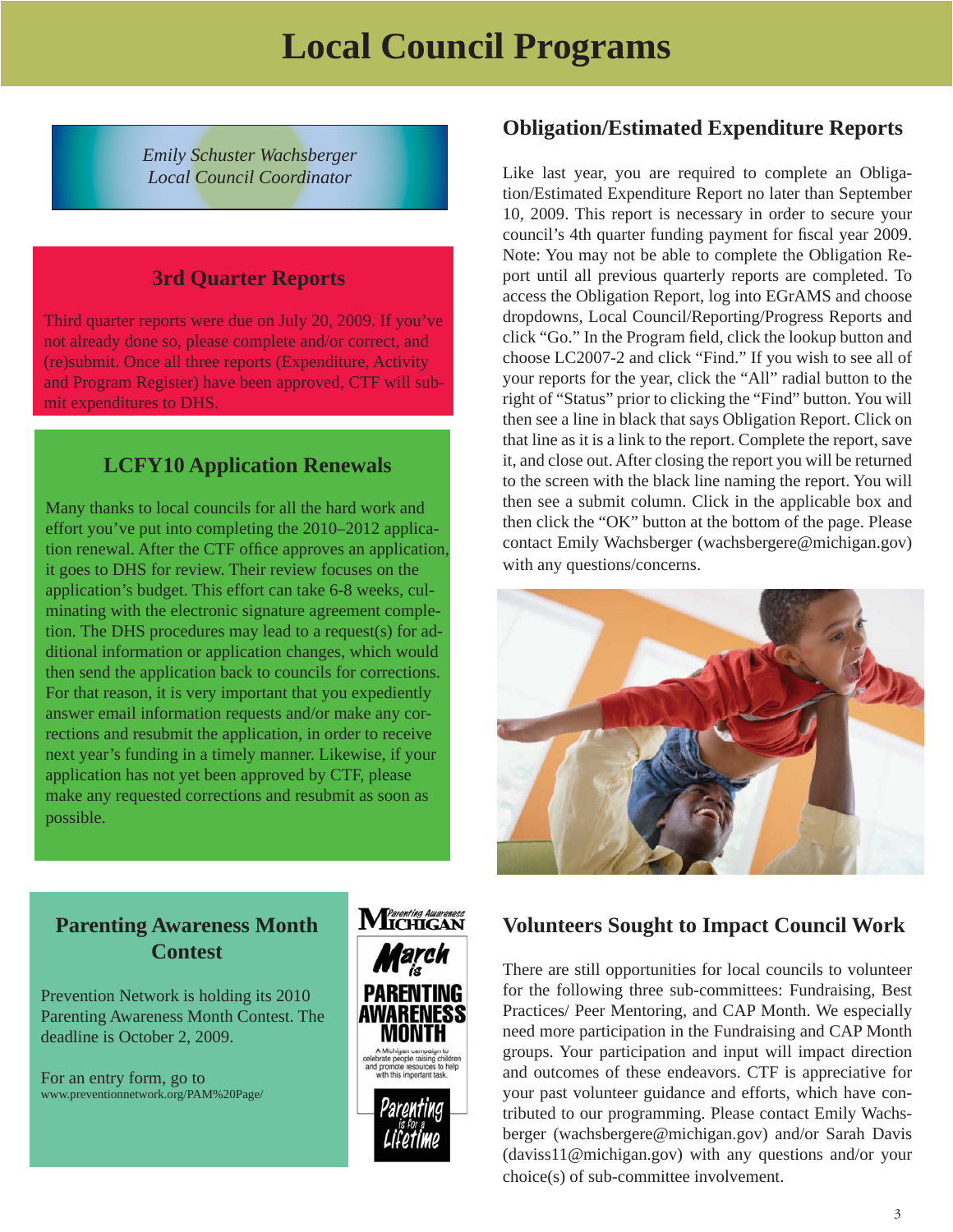# Local Council Programs

*Emily Schuster Wachsberger*
*Local Council Coordinator*

## 3rd Quarter Reports

Third quarter reports were due on July 20, 2009. If you've not already done so, please complete and/or correct, and (re)submit. Once all three reports (Expenditure, Activity and Program Register) have been approved, CTF will submit expenditures to DHS.

## LCFY10 Application Renewals

Many thanks to local councils for all the hard work and effort you've put into completing the 2010–2012 application renewal. After the CTF office approves an application, it goes to DHS for review. Their review focuses on the application's budget. This effort can take 6-8 weeks, culminating with the electronic signature agreement completion. The DHS procedures may lead to a request(s) for additional information or application changes, which would then send the application back to councils for corrections. For that reason, it is very important that you expediently answer email information requests and/or make any corrections and resubmit the application, in order to receive next year's funding in a timely manner. Likewise, if your application has not yet been approved by CTF, please make any requested corrections and resubmit as soon as possible.

## Parenting Awareness Month Contest

Prevention Network is holding its 2010 Parenting Awareness Month Contest. The deadline is October 2, 2009.

For an entry form, go to www.preventionnetwork.org/PAM%20Page/

Michigan Parenting Awareness

March is PARENTING AWARENESS MONTH

A Michigan campaign to celebrate people raising children and promote resources to help with this important task.

Parenting is for a Lifetime

## Obligation/Estimated Expenditure Reports

Like last year, you are required to complete an Obligation/Estimated Expenditure Report no later than September 10, 2009. This report is necessary in order to secure your council's 4th quarter funding payment for fiscal year 2009. Note: You may not be able to complete the Obligation Report until all previous quarterly reports are completed. To access the Obligation Report, log into EGrAMS and choose dropdowns, Local Council/Reporting/Progress Reports and click "Go." In the Program field, click the lookup button and choose LC2007-2 and click "Find." If you wish to see all of your reports for the year, click the "All" radial button to the right of "Status" prior to clicking the "Find" button. You will then see a line in black that says Obligation Report. Click on that line as it is a link to the report. Complete the report, save it, and close out. After closing the report you will be returned to the screen with the black line naming the report. You will then see a submit column. Click in the applicable box and then click the "OK" button at the bottom of the page. Please contact Emily Wachsberger (wachsbergere@michigan.gov) with any questions/concerns.

## Volunteers Sought to Impact Council Work

There are still opportunities for local councils to volunteer for the following three sub-committees: Fundraising, Best Practices/ Peer Mentoring, and CAP Month. We especially need more participation in the Fundraising and CAP Month groups. Your participation and input will impact direction and outcomes of these endeavors. CTF is appreciative for your past volunteer guidance and efforts, which have contributed to our programming. Please contact Emily Wachsberger (wachsbergere@michigan.gov) and/or Sarah Davis (daviss11@michigan.gov) with any questions and/or your choice(s) of sub-committee involvement.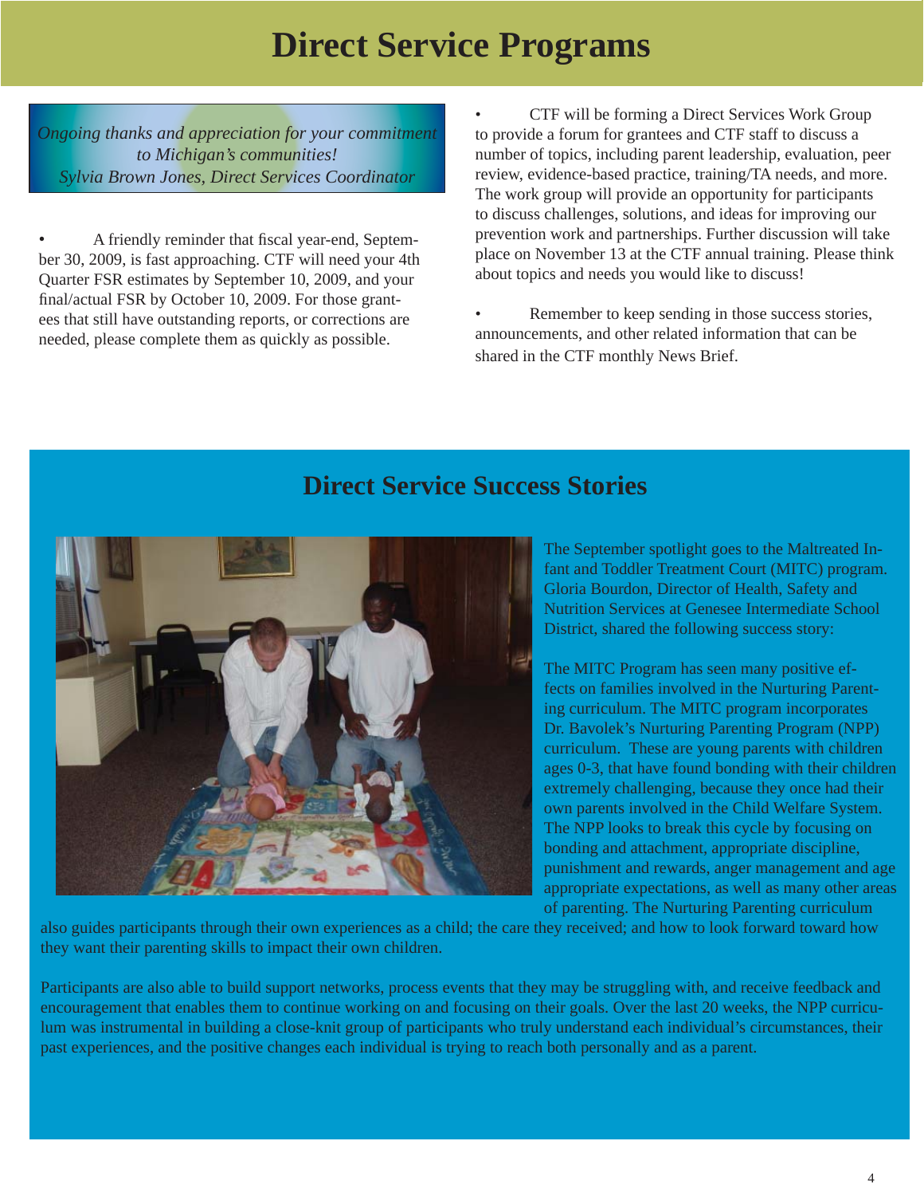# Direct Service Programs

*Ongoing thanks and appreciation for your commitment to Michigan's communities!*
*Sylvia Brown Jones, Direct Services Coordinator*

- A friendly reminder that fiscal year-end, September 30, 2009, is fast approaching. CTF will need your 4th Quarter FSR estimates by September 10, 2009, and your final/actual FSR by October 10, 2009. For those grantees that still have outstanding reports, or corrections are needed, please complete them as quickly as possible.

- CTF will be forming a Direct Services Work Group to provide a forum for grantees and CTF staff to discuss a number of topics, including parent leadership, evaluation, peer review, evidence-based practice, training/TA needs, and more. The work group will provide an opportunity for participants to discuss challenges, solutions, and ideas for improving our prevention work and partnerships. Further discussion will take place on November 13 at the CTF annual training. Please think about topics and needs you would like to discuss!

- Remember to keep sending in those success stories, announcements, and other related information that can be shared in the CTF monthly News Brief.

## Direct Service Success Stories

The September spotlight goes to the Maltreated Infant and Toddler Treatment Court (MITC) program. Gloria Bourdon, Director of Health, Safety and Nutrition Services at Genesee Intermediate School District, shared the following success story:

The MITC Program has seen many positive effects on families involved in the Nurturing Parenting curriculum. The MITC program incorporates Dr. Bavolek's Nurturing Parenting Program (NPP) curriculum. These are young parents with children ages 0-3, that have found bonding with their children extremely challenging, because they once had their own parents involved in the Child Welfare System. The NPP looks to break this cycle by focusing on bonding and attachment, appropriate discipline, punishment and rewards, anger management and age appropriate expectations, as well as many other areas of parenting. The Nurturing Parenting curriculum also guides participants through their own experiences as a child; the care they received; and how to look forward toward how they want their parenting skills to impact their own children.

Participants are also able to build support networks, process events that they may be struggling with, and receive feedback and encouragement that enables them to continue working on and focusing on their goals. Over the last 20 weeks, the NPP curriculum was instrumental in building a close-knit group of participants who truly understand each individual's circumstances, their past experiences, and the positive changes each individual is trying to reach both personally and as a parent.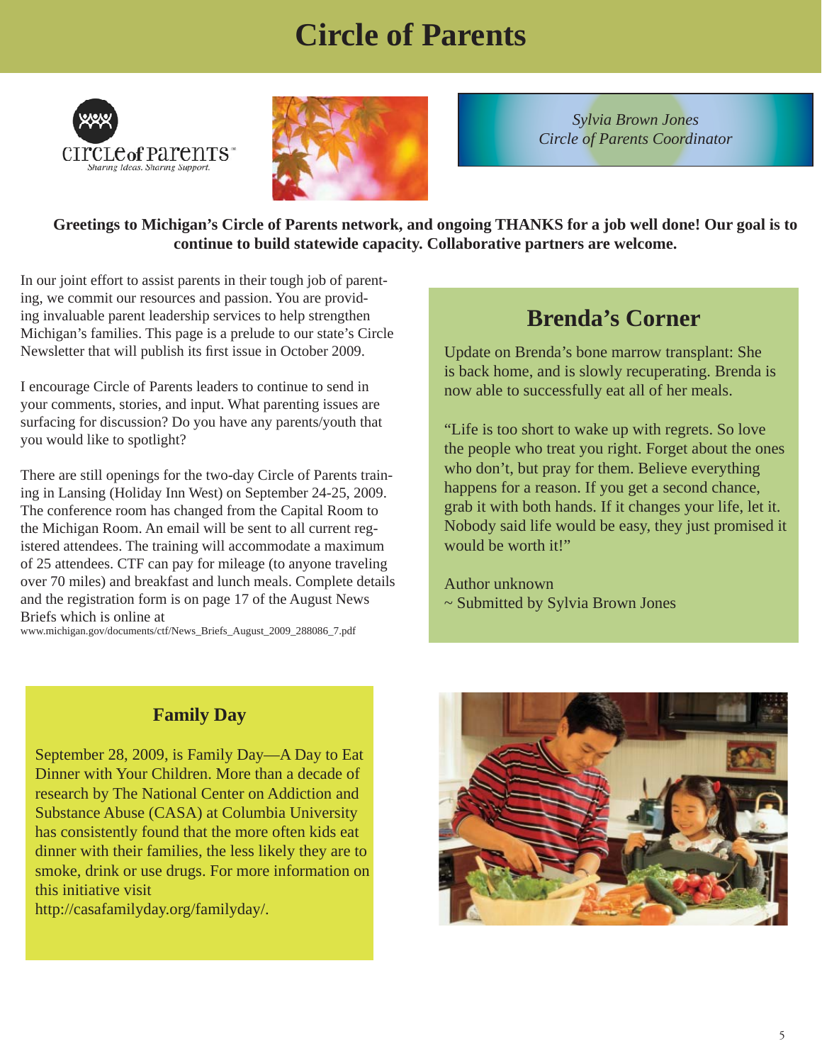# Circle of Parents

*Sylvia Brown Jones*
*Circle of Parents Coordinator*

**Greetings to Michigan's Circle of Parents network, and ongoing THANKS for a job well done! Our goal is to continue to build statewide capacity. Collaborative partners are welcome.**

In our joint effort to assist parents in their tough job of parenting, we commit our resources and passion. You are providing invaluable parent leadership services to help strengthen Michigan's families. This page is a prelude to our state's Circle Newsletter that will publish its first issue in October 2009.

I encourage Circle of Parents leaders to continue to send in your comments, stories, and input. What parenting issues are surfacing for discussion? Do you have any parents/youth that you would like to spotlight?

There are still openings for the two-day Circle of Parents training in Lansing (Holiday Inn West) on September 24-25, 2009. The conference room has changed from the Capital Room to the Michigan Room. An email will be sent to all current registered attendees. The training will accommodate a maximum of 25 attendees. CTF can pay for mileage (to anyone traveling over 70 miles) and breakfast and lunch meals. Complete details and the registration form is on page 17 of the August News Briefs which is online at
www.michigan.gov/documents/ctf/News_Briefs_August_2009_288086_7.pdf

## Brenda's Corner

Update on Brenda's bone marrow transplant: She is back home, and is slowly recuperating. Brenda is now able to successfully eat all of her meals.

"Life is too short to wake up with regrets. So love the people who treat you right. Forget about the ones who don't, but pray for them. Believe everything happens for a reason. If you get a second chance, grab it with both hands. If it changes your life, let it. Nobody said life would be easy, they just promised it would be worth it!"

Author unknown
~ Submitted by Sylvia Brown Jones

## Family Day

September 28, 2009, is Family Day—A Day to Eat Dinner with Your Children. More than a decade of research by The National Center on Addiction and Substance Abuse (CASA) at Columbia University has consistently found that the more often kids eat dinner with their families, the less likely they are to smoke, drink or use drugs. For more information on this initiative visit
http://casafamilyday.org/familyday/.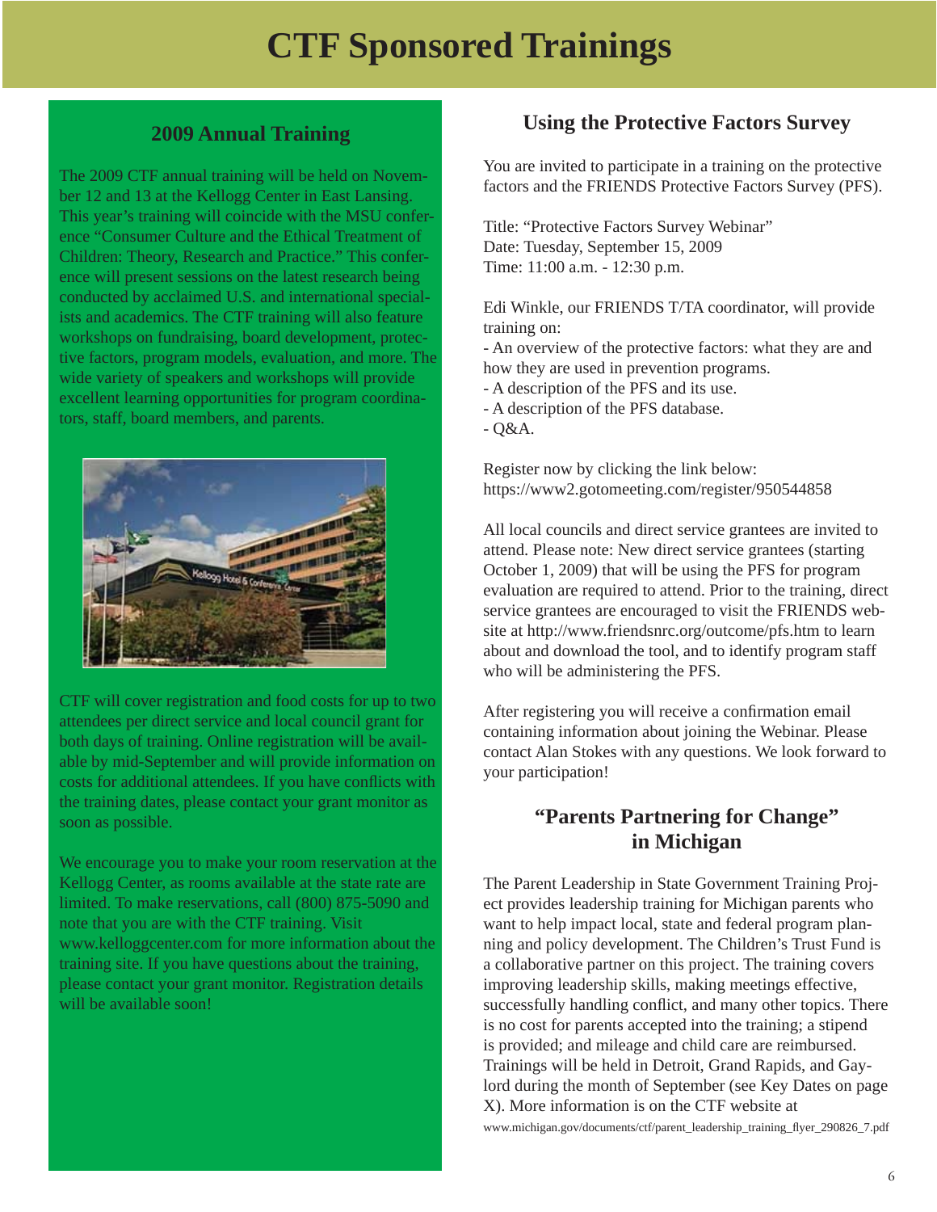# CTF Sponsored Trainings

## 2009 Annual Training

The 2009 CTF annual training will be held on November 12 and 13 at the Kellogg Center in East Lansing. This year's training will coincide with the MSU conference "Consumer Culture and the Ethical Treatment of Children: Theory, Research and Practice." This conference will present sessions on the latest research being conducted by acclaimed U.S. and international specialists and academics. The CTF training will also feature workshops on fundraising, board development, protective factors, program models, evaluation, and more. The wide variety of speakers and workshops will provide excellent learning opportunities for program coordinators, staff, board members, and parents.

CTF will cover registration and food costs for up to two attendees per direct service and local council grant for both days of training. Online registration will be available by mid-September and will provide information on costs for additional attendees. If you have conflicts with the training dates, please contact your grant monitor as soon as possible.

We encourage you to make your room reservation at the Kellogg Center, as rooms available at the state rate are limited. To make reservations, call (800) 875-5090 and note that you are with the CTF training. Visit www.kelloggcenter.com for more information about the training site. If you have questions about the training, please contact your grant monitor. Registration details will be available soon!

## Using the Protective Factors Survey

You are invited to participate in a training on the protective factors and the FRIENDS Protective Factors Survey (PFS).

Title: "Protective Factors Survey Webinar"
Date: Tuesday, September 15, 2009
Time: 11:00 a.m. - 12:30 p.m.

Edi Winkle, our FRIENDS T/TA coordinator, will provide training on:

- An overview of the protective factors: what they are and how they are used in prevention programs.
- A description of the PFS and its use.
- A description of the PFS database.
- Q&A.

Register now by clicking the link below:
https://www2.gotomeeting.com/register/950544858

All local councils and direct service grantees are invited to attend. Please note: New direct service grantees (starting October 1, 2009) that will be using the PFS for program evaluation are required to attend. Prior to the training, direct service grantees are encouraged to visit the FRIENDS website at http://www.friendsnrc.org/outcome/pfs.htm to learn about and download the tool, and to identify program staff who will be administering the PFS.

After registering you will receive a confirmation email containing information about joining the Webinar. Please contact Alan Stokes with any questions. We look forward to your participation!

## "Parents Partnering for Change" in Michigan

The Parent Leadership in State Government Training Project provides leadership training for Michigan parents who want to help impact local, state and federal program planning and policy development. The Children's Trust Fund is a collaborative partner on this project. The training covers improving leadership skills, making meetings effective, successfully handling conflict, and many other topics. There is no cost for parents accepted into the training; a stipend is provided; and mileage and child care are reimbursed. Trainings will be held in Detroit, Grand Rapids, and Gaylord during the month of September (see Key Dates on page X). More information is on the CTF website at www.michigan.gov/documents/ctf/parent_leadership_training_flyer_290826_7.pdf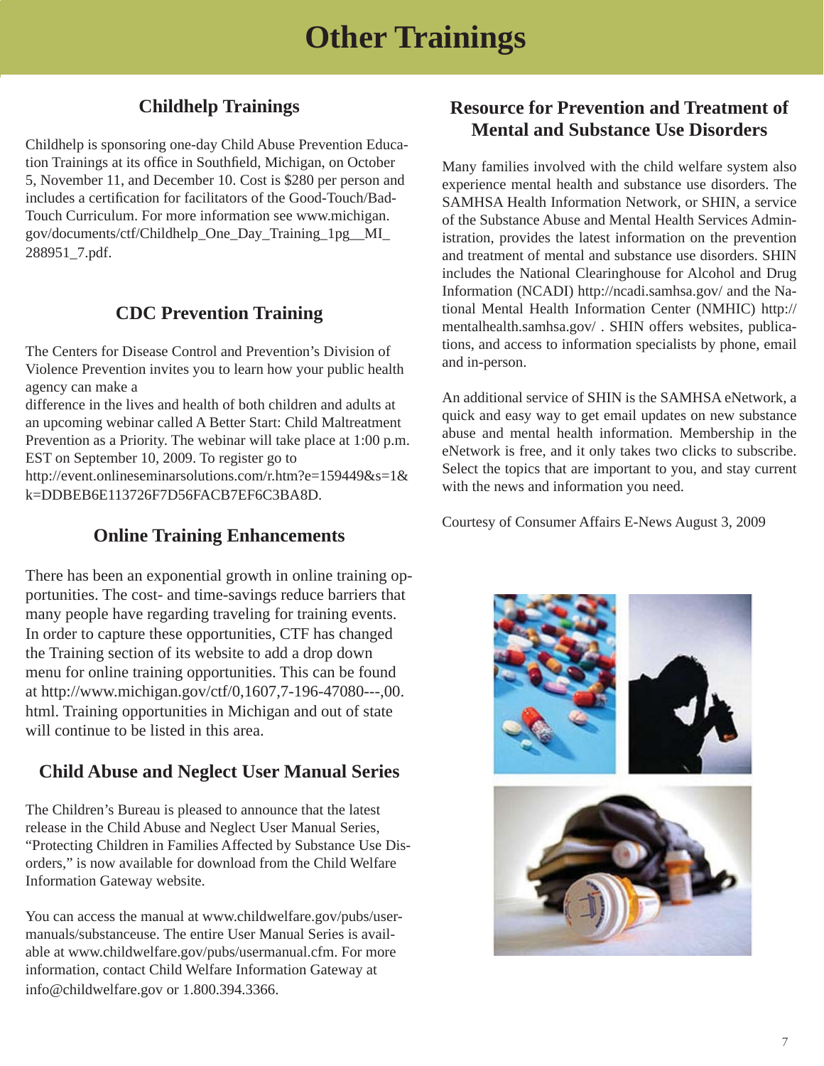# Other Trainings

## Childhelp Trainings

Childhelp is sponsoring one-day Child Abuse Prevention Education Trainings at its office in Southfield, Michigan, on October 5, November 11, and December 10. Cost is $280 per person and includes a certification for facilitators of the Good-Touch/Bad-Touch Curriculum. For more information see www.michigan.gov/documents/ctf/Childhelp_One_Day_Training_1pg__MI_288951_7.pdf.

## CDC Prevention Training

The Centers for Disease Control and Prevention's Division of Violence Prevention invites you to learn how your public health agency can make a difference in the lives and health of both children and adults at an upcoming webinar called A Better Start: Child Maltreatment Prevention as a Priority. The webinar will take place at 1:00 p.m. EST on September 10, 2009. To register go to http://event.onlineseminarsolutions.com/r.htm?e=159449&s=1&k=DDBEB6E113726F7D56FACB7EF6C3BA8D.

## Online Training Enhancements

There has been an exponential growth in online training opportunities. The cost- and time-savings reduce barriers that many people have regarding traveling for training events. In order to capture these opportunities, CTF has changed the Training section of its website to add a drop down menu for online training opportunities. This can be found at http://www.michigan.gov/ctf/0,1607,7-196-47080---,00.html. Training opportunities in Michigan and out of state will continue to be listed in this area.

## Child Abuse and Neglect User Manual Series

The Children's Bureau is pleased to announce that the latest release in the Child Abuse and Neglect User Manual Series, "Protecting Children in Families Affected by Substance Use Disorders," is now available for download from the Child Welfare Information Gateway website.

You can access the manual at www.childwelfare.gov/pubs/usermanuals/substanceuse. The entire User Manual Series is available at www.childwelfare.gov/pubs/usermanual.cfm. For more information, contact Child Welfare Information Gateway at info@childwelfare.gov or 1.800.394.3366.

## Resource for Prevention and Treatment of Mental and Substance Use Disorders

Many families involved with the child welfare system also experience mental health and substance use disorders. The SAMHSA Health Information Network, or SHIN, a service of the Substance Abuse and Mental Health Services Administration, provides the latest information on the prevention and treatment of mental and substance use disorders. SHIN includes the National Clearinghouse for Alcohol and Drug Information (NCADI) http://ncadi.samhsa.gov/ and the National Mental Health Information Center (NMHIC) http://mentalhealth.samhsa.gov/ . SHIN offers websites, publications, and access to information specialists by phone, email and in-person.

An additional service of SHIN is the SAMHSA eNetwork, a quick and easy way to get email updates on new substance abuse and mental health information. Membership in the eNetwork is free, and it only takes two clicks to subscribe. Select the topics that are important to you, and stay current with the news and information you need.

Courtesy of Consumer Affairs E-News August 3, 2009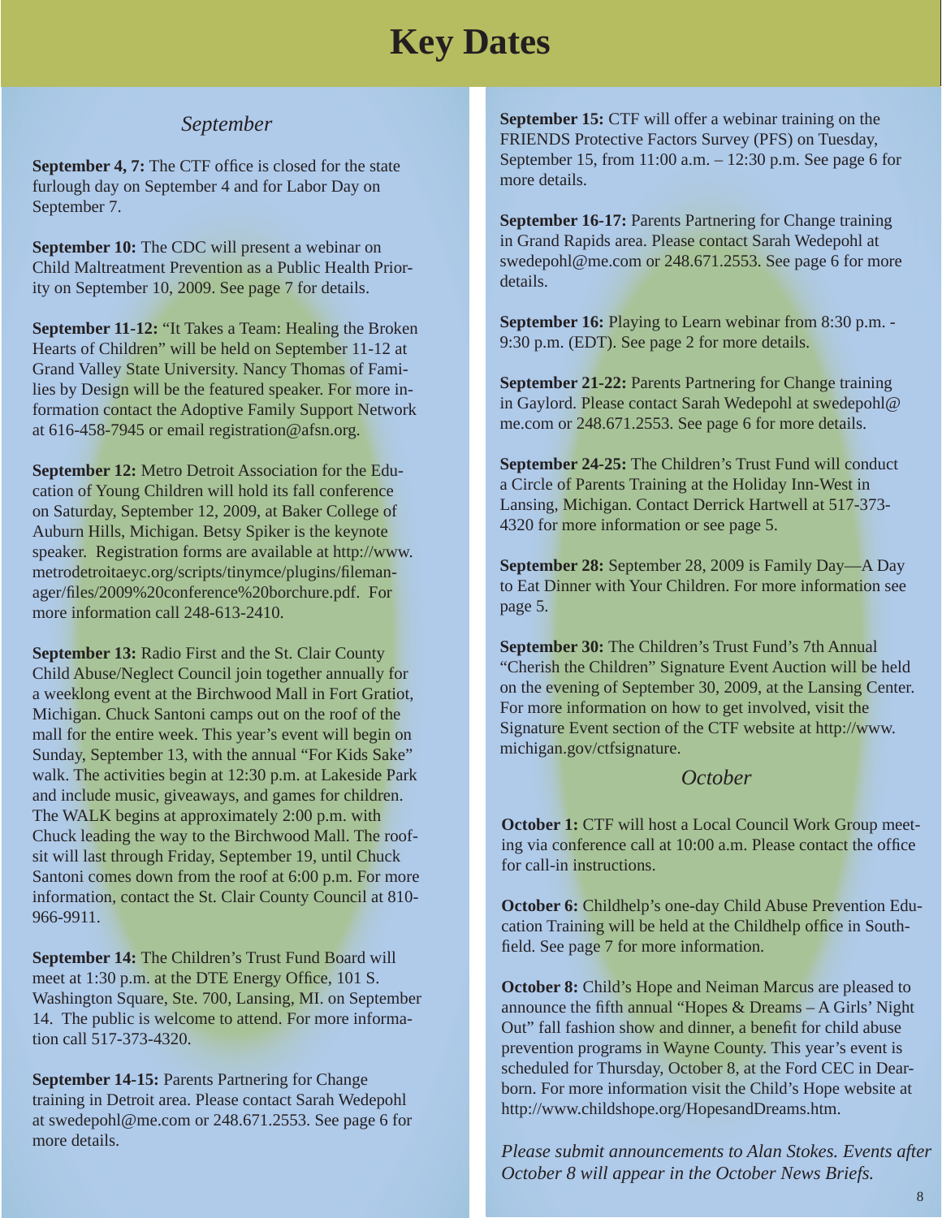# Key Dates

*September*

**September 4, 7:** The CTF office is closed for the state furlough day on September 4 and for Labor Day on September 7.

**September 10:** The CDC will present a webinar on Child Maltreatment Prevention as a Public Health Priority on September 10, 2009. See page 7 for details.

**September 11-12:** "It Takes a Team: Healing the Broken Hearts of Children" will be held on September 11-12 at Grand Valley State University. Nancy Thomas of Families by Design will be the featured speaker. For more information contact the Adoptive Family Support Network at 616-458-7945 or email registration@afsn.org.

**September 12:** Metro Detroit Association for the Education of Young Children will hold its fall conference on Saturday, September 12, 2009, at Baker College of Auburn Hills, Michigan. Betsy Spiker is the keynote speaker. Registration forms are available at http://www.metrodetroitaeyc.org/scripts/tinymce/plugins/filemanager/files/2009%20conference%20borchure.pdf. For more information call 248-613-2410.

**September 13:** Radio First and the St. Clair County Child Abuse/Neglect Council join together annually for a weeklong event at the Birchwood Mall in Fort Gratiot, Michigan. Chuck Santoni camps out on the roof of the mall for the entire week. This year's event will begin on Sunday, September 13, with the annual "For Kids Sake" walk. The activities begin at 12:30 p.m. at Lakeside Park and include music, giveaways, and games for children. The WALK begins at approximately 2:00 p.m. with Chuck leading the way to the Birchwood Mall. The roof-sit will last through Friday, September 19, until Chuck Santoni comes down from the roof at 6:00 p.m. For more information, contact the St. Clair County Council at 810-966-9911.

**September 14:** The Children's Trust Fund Board will meet at 1:30 p.m. at the DTE Energy Office, 101 S. Washington Square, Ste. 700, Lansing, MI. on September 14. The public is welcome to attend. For more information call 517-373-4320.

**September 14-15:** Parents Partnering for Change training in Detroit area. Please contact Sarah Wedepohl at swedepohl@me.com or 248.671.2553. See page 6 for more details.

**September 15:** CTF will offer a webinar training on the FRIENDS Protective Factors Survey (PFS) on Tuesday, September 15, from 11:00 a.m. – 12:30 p.m. See page 6 for more details.

**September 16-17:** Parents Partnering for Change training in Grand Rapids area. Please contact Sarah Wedepohl at swedepohl@me.com or 248.671.2553. See page 6 for more details.

**September 16:** Playing to Learn webinar from 8:30 p.m. - 9:30 p.m. (EDT). See page 2 for more details.

**September 21-22:** Parents Partnering for Change training in Gaylord. Please contact Sarah Wedepohl at swedepohl@me.com or 248.671.2553. See page 6 for more details.

**September 24-25:** The Children's Trust Fund will conduct a Circle of Parents Training at the Holiday Inn-West in Lansing, Michigan. Contact Derrick Hartwell at 517-373-4320 for more information or see page 5.

**September 28:** September 28, 2009 is Family Day—A Day to Eat Dinner with Your Children. For more information see page 5.

**September 30:** The Children's Trust Fund's 7th Annual "Cherish the Children" Signature Event Auction will be held on the evening of September 30, 2009, at the Lansing Center. For more information on how to get involved, visit the Signature Event section of the CTF website at http://www.michigan.gov/ctfsignature.

*October*

**October 1:** CTF will host a Local Council Work Group meeting via conference call at 10:00 a.m. Please contact the office for call-in instructions.

**October 6:** Childhelp's one-day Child Abuse Prevention Education Training will be held at the Childhelp office in Southfield. See page 7 for more information.

**October 8:** Child's Hope and Neiman Marcus are pleased to announce the fifth annual "Hopes & Dreams – A Girls' Night Out" fall fashion show and dinner, a benefit for child abuse prevention programs in Wayne County. This year's event is scheduled for Thursday, October 8, at the Ford CEC in Dearborn. For more information visit the Child's Hope website at http://www.childshope.org/HopesandDreams.htm.

*Please submit announcements to Alan Stokes. Events after October 8 will appear in the October News Briefs.*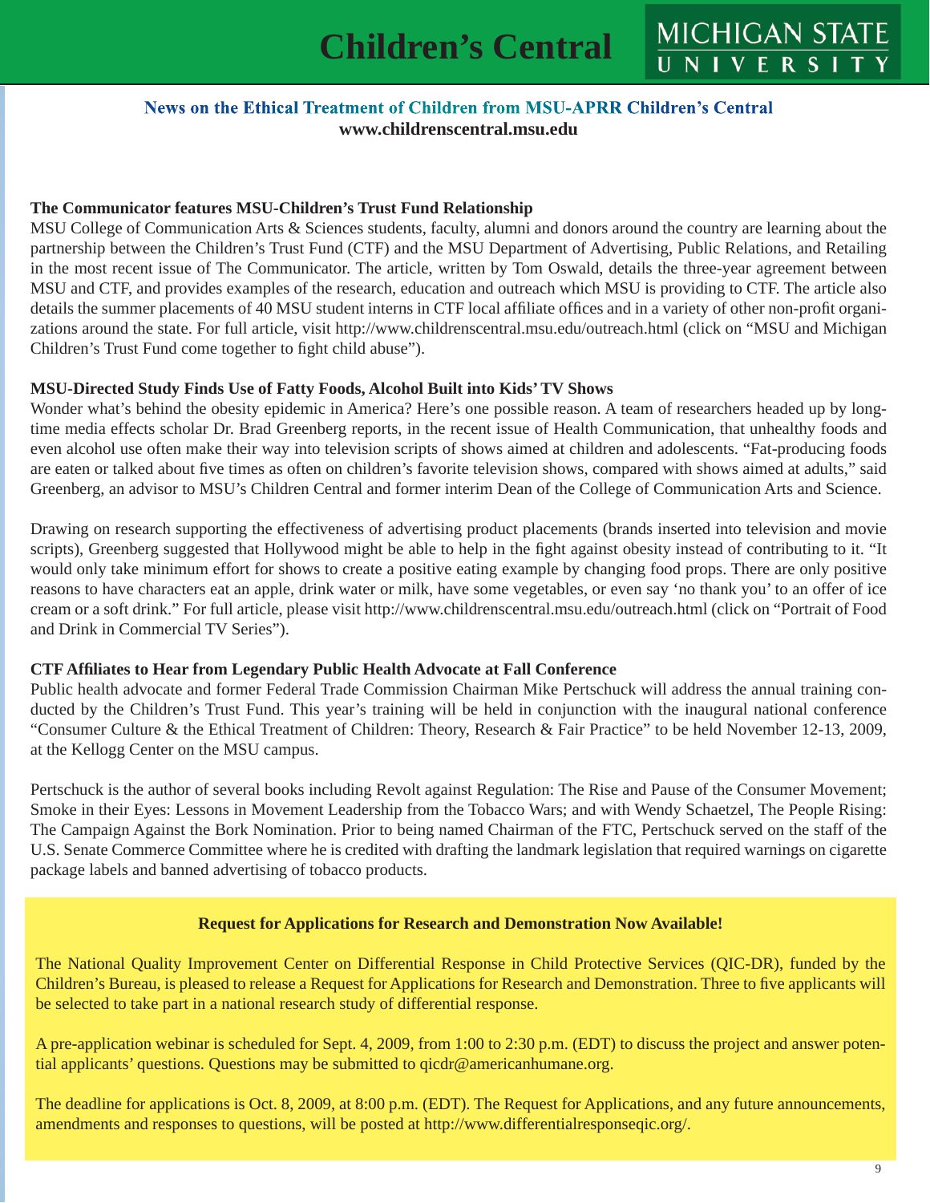# Children's Central

MICHIGAN STATE UNIVERSITY

**News on the Ethical Treatment of Children from MSU-APRR Children's Central**
**www.childrenscentral.msu.edu**

### The Communicator features MSU-Children's Trust Fund Relationship

MSU College of Communication Arts & Sciences students, faculty, alumni and donors around the country are learning about the partnership between the Children's Trust Fund (CTF) and the MSU Department of Advertising, Public Relations, and Retailing in the most recent issue of The Communicator. The article, written by Tom Oswald, details the three-year agreement between MSU and CTF, and provides examples of the research, education and outreach which MSU is providing to CTF. The article also details the summer placements of 40 MSU student interns in CTF local affiliate offices and in a variety of other non-profit organizations around the state. For full article, visit http://www.childrenscentral.msu.edu/outreach.html (click on "MSU and Michigan Children's Trust Fund come together to fight child abuse").

### MSU-Directed Study Finds Use of Fatty Foods, Alcohol Built into Kids' TV Shows

Wonder what's behind the obesity epidemic in America? Here's one possible reason. A team of researchers headed up by long-time media effects scholar Dr. Brad Greenberg reports, in the recent issue of Health Communication, that unhealthy foods and even alcohol use often make their way into television scripts of shows aimed at children and adolescents. "Fat-producing foods are eaten or talked about five times as often on children's favorite television shows, compared with shows aimed at adults," said Greenberg, an advisor to MSU's Children Central and former interim Dean of the College of Communication Arts and Science.

Drawing on research supporting the effectiveness of advertising product placements (brands inserted into television and movie scripts), Greenberg suggested that Hollywood might be able to help in the fight against obesity instead of contributing to it. "It would only take minimum effort for shows to create a positive eating example by changing food props. There are only positive reasons to have characters eat an apple, drink water or milk, have some vegetables, or even say 'no thank you' to an offer of ice cream or a soft drink." For full article, please visit http://www.childrenscentral.msu.edu/outreach.html (click on "Portrait of Food and Drink in Commercial TV Series").

### CTF Affiliates to Hear from Legendary Public Health Advocate at Fall Conference

Public health advocate and former Federal Trade Commission Chairman Mike Pertschuck will address the annual training conducted by the Children's Trust Fund. This year's training will be held in conjunction with the inaugural national conference "Consumer Culture & the Ethical Treatment of Children: Theory, Research & Fair Practice" to be held November 12-13, 2009, at the Kellogg Center on the MSU campus.

Pertschuck is the author of several books including Revolt against Regulation: The Rise and Pause of the Consumer Movement; Smoke in their Eyes: Lessons in Movement Leadership from the Tobacco Wars; and with Wendy Schaetzel, The People Rising: The Campaign Against the Bork Nomination. Prior to being named Chairman of the FTC, Pertschuck served on the staff of the U.S. Senate Commerce Committee where he is credited with drafting the landmark legislation that required warnings on cigarette package labels and banned advertising of tobacco products.

### Request for Applications for Research and Demonstration Now Available!

The National Quality Improvement Center on Differential Response in Child Protective Services (QIC-DR), funded by the Children's Bureau, is pleased to release a Request for Applications for Research and Demonstration. Three to five applicants will be selected to take part in a national research study of differential response.

A pre-application webinar is scheduled for Sept. 4, 2009, from 1:00 to 2:30 p.m. (EDT) to discuss the project and answer potential applicants' questions. Questions may be submitted to qicdr@americanhumane.org.

The deadline for applications is Oct. 8, 2009, at 8:00 p.m. (EDT). The Request for Applications, and any future announcements, amendments and responses to questions, will be posted at http://www.differentialresponseqic.org/.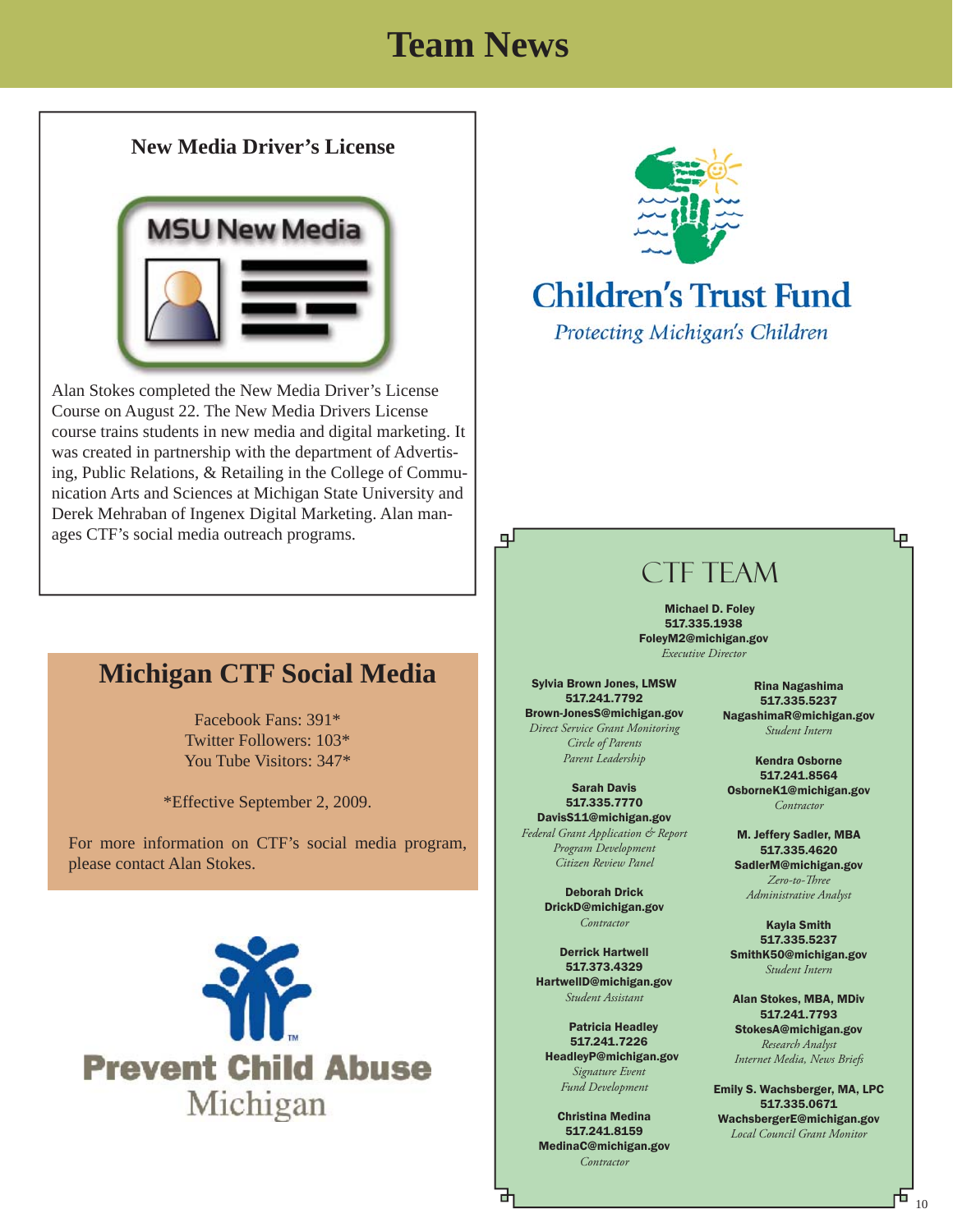# Team News

## New Media Driver's License

MSU New Media

Alan Stokes completed the New Media Driver's License Course on August 22. The New Media Drivers License course trains students in new media and digital marketing. It was created in partnership with the department of Advertising, Public Relations, & Retailing in the College of Communication Arts and Sciences at Michigan State University and Derek Mehraban of Ingenex Digital Marketing. Alan manages CTF's social media outreach programs.

## Michigan CTF Social Media

Facebook Fans: 391*
Twitter Followers: 103*
You Tube Visitors: 347*

*Effective September 2, 2009.

For more information on CTF's social media program, please contact Alan Stokes.

Prevent Child Abuse Michigan

Children's Trust Fund
*Protecting Michigan's Children*

## CTF TEAM

**Michael D. Foley**
**517.335.1938**
**FoleyM2@michigan.gov**
*Executive Director*

**Sylvia Brown Jones, LMSW**
**517.241.7792**
**Brown-JonesS@michigan.gov**
*Direct Service Grant Monitoring*
*Circle of Parents*
*Parent Leadership*

**Sarah Davis**
**517.335.7770**
**DavisS11@michigan.gov**
*Federal Grant Application & Report*
*Program Development*
*Citizen Review Panel*

**Deborah Drick**
**DrickD@michigan.gov**
*Contractor*

**Derrick Hartwell**
**517.373.4329**
**HartwellD@michigan.gov**
*Student Assistant*

**Patricia Headley**
**517.241.7226**
**HeadleyP@michigan.gov**
*Signature Event*
*Fund Development*

**Christina Medina**
**517.241.8159**
**MedinaC@michigan.gov**
*Contractor*

**Rina Nagashima**
**517.335.5237**
**NagashimaR@michigan.gov**
*Student Intern*

**Kendra Osborne**
**517.241.8564**
**OsborneK1@michigan.gov**
*Contractor*

**M. Jeffery Sadler, MBA**
**517.335.4620**
**SadlerM@michigan.gov**
*Zero-to-Three*
*Administrative Analyst*

**Kayla Smith**
**517.335.5237**
**SmithK50@michigan.gov**
*Student Intern*

**Alan Stokes, MBA, MDiv**
**517.241.7793**
**StokesA@michigan.gov**
*Research Analyst*
*Internet Media, News Briefs*

**Emily S. Wachsberger, MA, LPC**
**517.335.0671**
**WachsbergerE@michigan.gov**
*Local Council Grant Monitor*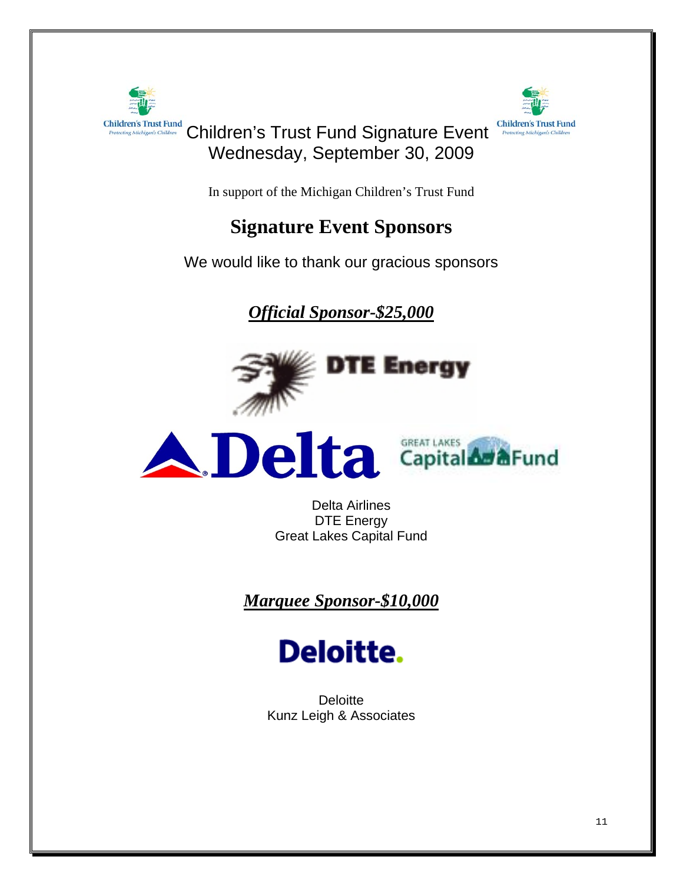# Children's Trust Fund Signature Event
Wednesday, September 30, 2009

In support of the Michigan Children's Trust Fund

## Signature Event Sponsors

We would like to thank our gracious sponsors

### ***Official Sponsor-$25,000***

Delta Airlines
DTE Energy
Great Lakes Capital Fund

### ***Marquee Sponsor-$10,000***

Deloitte
Kunz Leigh & Associates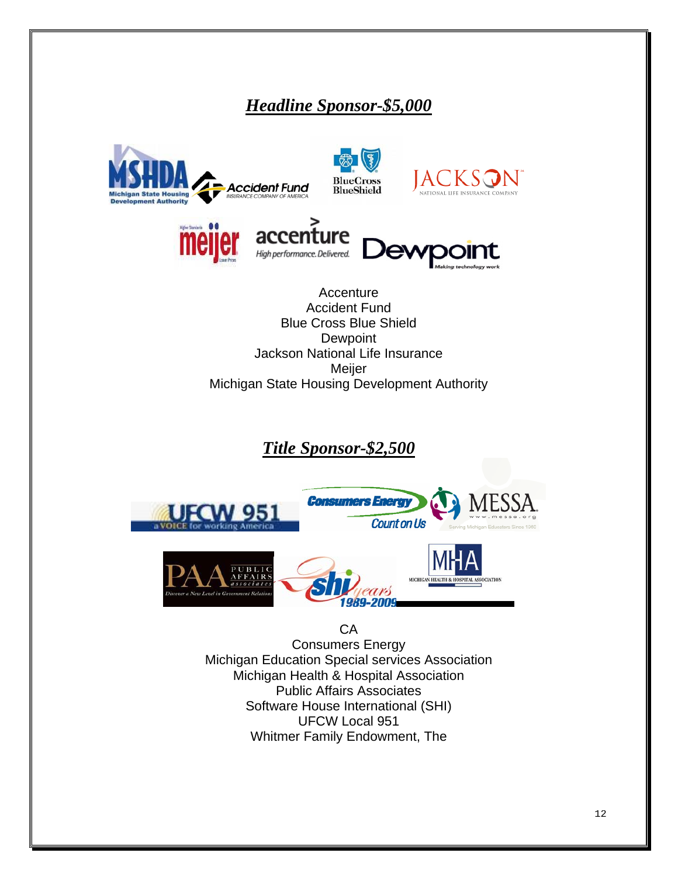## ***Headline Sponsor-$5,000***

Accenture
Accident Fund
Blue Cross Blue Shield
Dewpoint
Jackson National Life Insurance
Meijer
Michigan State Housing Development Authority

## ***Title Sponsor-$2,500***

CA
Consumers Energy
Michigan Education Special services Association
Michigan Health & Hospital Association
Public Affairs Associates
Software House International (SHI)
UFCW Local 951
Whitmer Family Endowment, The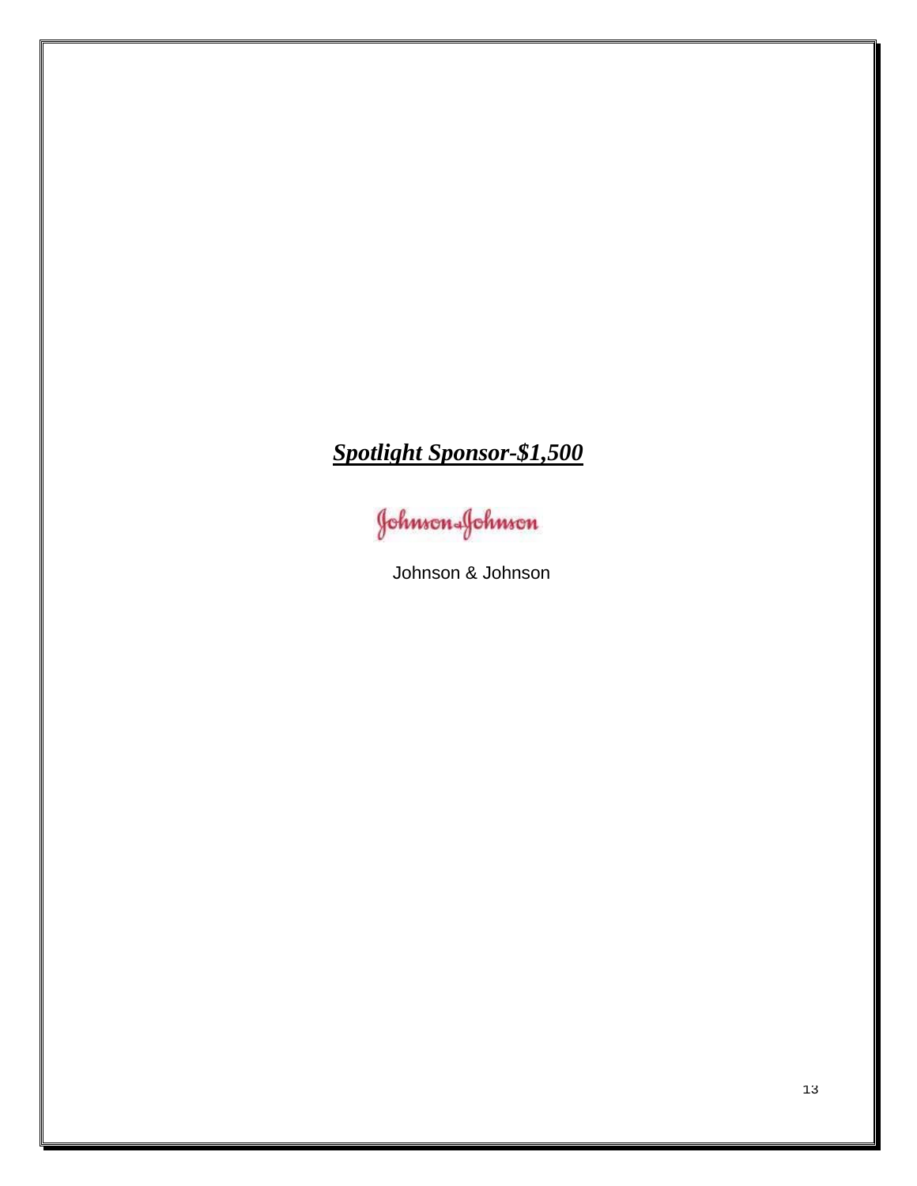***Spotlight Sponsor-$1,500***

Johnson & Johnson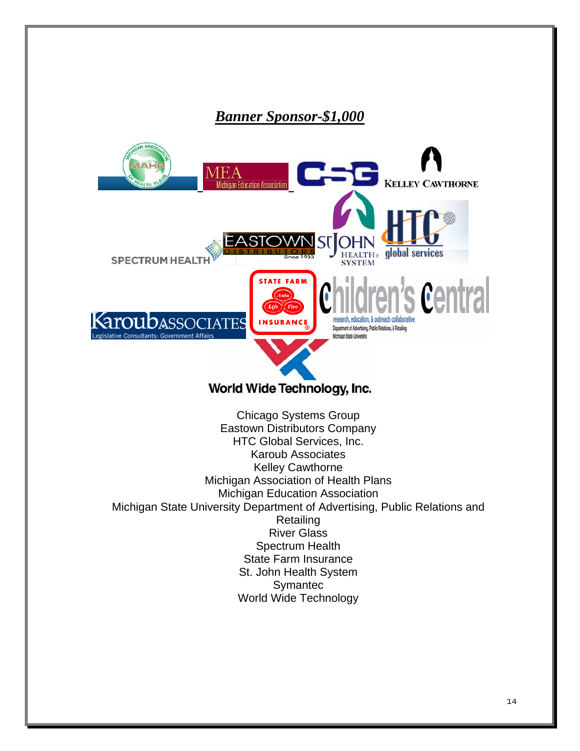## ***Banner Sponsor-$1,000***

Chicago Systems Group
Eastown Distributors Company
HTC Global Services, Inc.
Karoub Associates
Kelley Cawthorne
Michigan Association of Health Plans
Michigan Education Association
Michigan State University Department of Advertising, Public Relations and Retailing
River Glass
Spectrum Health
State Farm Insurance
St. John Health System
Symantec
World Wide Technology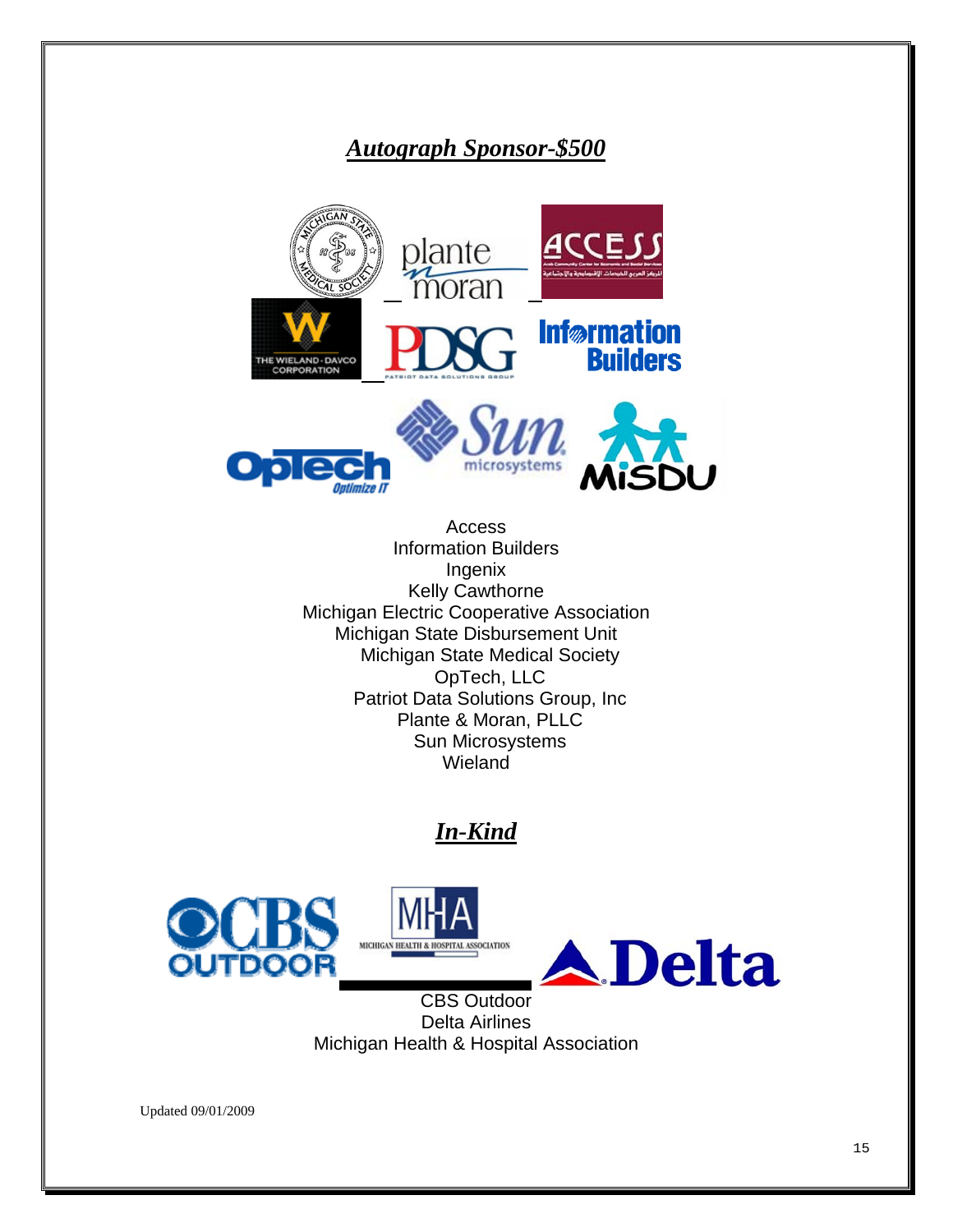## ***Autograph Sponsor-$500***

Access
Information Builders
Ingenix
Kelly Cawthorne
Michigan Electric Cooperative Association
Michigan State Disbursement Unit
Michigan State Medical Society
OpTech, LLC
Patriot Data Solutions Group, Inc
Plante & Moran, PLLC
Sun Microsystems
Wieland

## ***In-Kind***

CBS Outdoor
Delta Airlines
Michigan Health & Hospital Association

Updated 09/01/2009